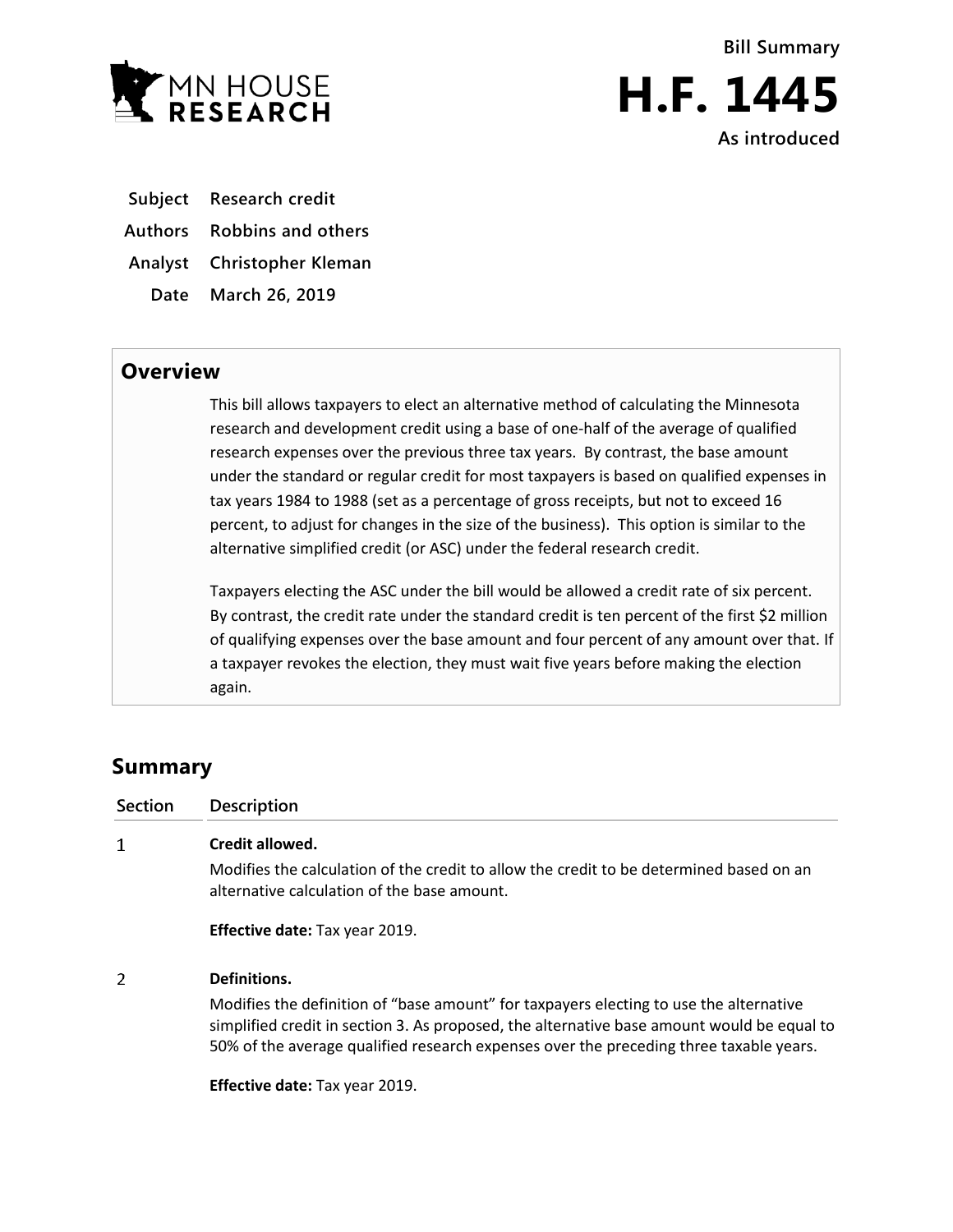MN HOUSE RESEARCH

Bill Summary

# H.F. 1445

As introduced

**Subject** Research credit

**Authors** Robbins and others

**Analyst** Christopher Kleman

**Date** March 26, 2019

## Overview

This bill allows taxpayers to elect an alternative method of calculating the Minnesota research and development credit using a base of one-half of the average of qualified research expenses over the previous three tax years. By contrast, the base amount under the standard or regular credit for most taxpayers is based on qualified expenses in tax years 1984 to 1988 (set as a percentage of gross receipts, but not to exceed 16 percent, to adjust for changes in the size of the business). This option is similar to the alternative simplified credit (or ASC) under the federal research credit.

Taxpayers electing the ASC under the bill would be allowed a credit rate of six percent. By contrast, the credit rate under the standard credit is ten percent of the first $2 million of qualifying expenses over the base amount and four percent of any amount over that. If a taxpayer revokes the election, they must wait five years before making the election again.

## Summary

| Section | Description |
| --- | --- |
| 1 | **Credit allowed.**<br>Modifies the calculation of the credit to allow the credit to be determined based on an alternative calculation of the base amount.<br><br>**Effective date:** Tax year 2019. |
| 2 | **Definitions.**<br>Modifies the definition of "base amount" for taxpayers electing to use the alternative simplified credit in section 3. As proposed, the alternative base amount would be equal to 50% of the average qualified research expenses over the preceding three taxable years.<br><br>**Effective date:** Tax year 2019. |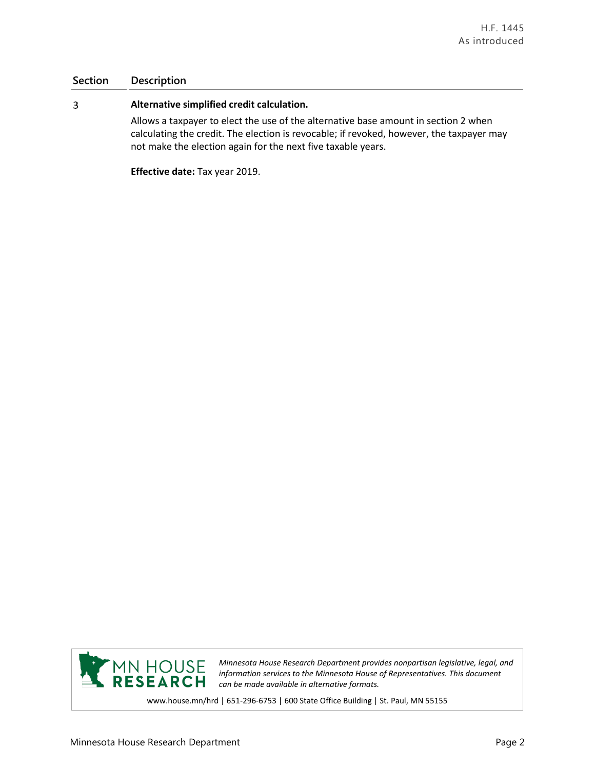| Section | Description |
| --- | --- |
| 3 | **Alternative simplified credit calculation.** <br> Allows a taxpayer to elect the use of the alternative base amount in section 2 when calculating the credit. The election is revocable; if revoked, however, the taxpayer may not make the election again for the next five taxable years. <br><br> **Effective date:** Tax year 2019. |

*Minnesota House Research Department provides nonpartisan legislative, legal, and information services to the Minnesota House of Representatives. This document can be made available in alternative formats.*

www.house.mn/hrd | 651-296-6753 | 600 State Office Building | St. Paul, MN 55155